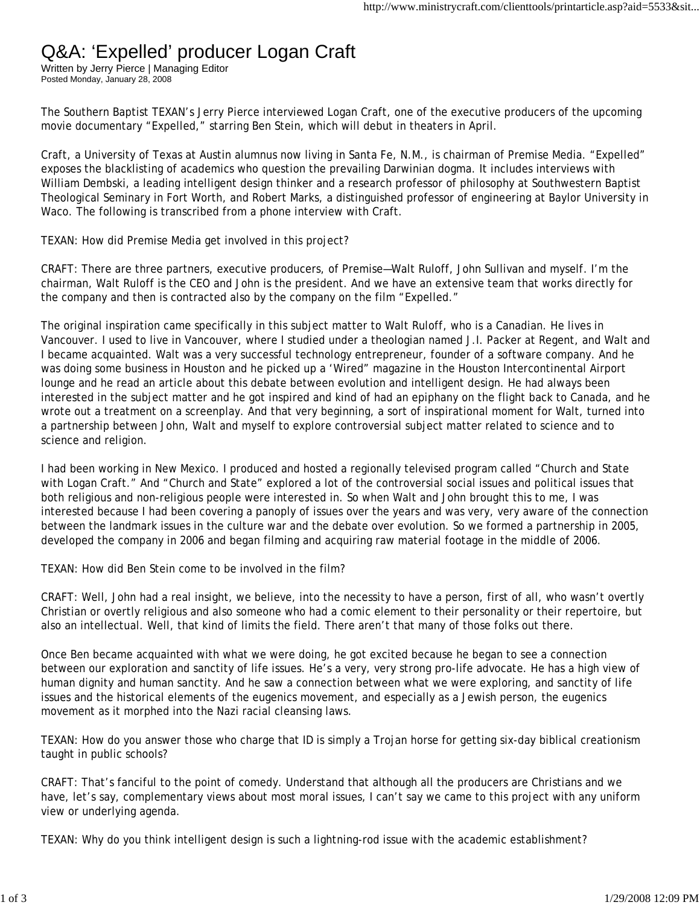# Q&A: 'Expelled' producer Logan Craft

Written by Jerry Pierce | Managing Editor
Posted Monday, January 28, 2008

The Southern Baptist TEXAN's Jerry Pierce interviewed Logan Craft, one of the executive producers of the upcoming movie documentary "Expelled," starring Ben Stein, which will debut in theaters in April.

Craft, a University of Texas at Austin alumnus now living in Santa Fe, N.M., is chairman of Premise Media. "Expelled" exposes the blacklisting of academics who question the prevailing Darwinian dogma. It includes interviews with William Dembski, a leading intelligent design thinker and a research professor of philosophy at Southwestern Baptist Theological Seminary in Fort Worth, and Robert Marks, a distinguished professor of engineering at Baylor University in Waco. The following is transcribed from a phone interview with Craft.

TEXAN: How did Premise Media get involved in this project?

CRAFT: There are three partners, executive producers, of Premise—Walt Ruloff, John Sullivan and myself. I'm the chairman, Walt Ruloff is the CEO and John is the president. And we have an extensive team that works directly for the company and then is contracted also by the company on the film "Expelled."

The original inspiration came specifically in this subject matter to Walt Ruloff, who is a Canadian. He lives in Vancouver. I used to live in Vancouver, where I studied under a theologian named J.I. Packer at Regent, and Walt and I became acquainted. Walt was a very successful technology entrepreneur, founder of a software company. And he was doing some business in Houston and he picked up a 'Wired" magazine in the Houston Intercontinental Airport lounge and he read an article about this debate between evolution and intelligent design. He had always been interested in the subject matter and he got inspired and kind of had an epiphany on the flight back to Canada, and he wrote out a treatment on a screenplay. And that very beginning, a sort of inspirational moment for Walt, turned into a partnership between John, Walt and myself to explore controversial subject matter related to science and to science and religion.

I had been working in New Mexico. I produced and hosted a regionally televised program called "Church and State with Logan Craft." And "Church and State" explored a lot of the controversial social issues and political issues that both religious and non-religious people were interested in. So when Walt and John brought this to me, I was interested because I had been covering a panoply of issues over the years and was very, very aware of the connection between the landmark issues in the culture war and the debate over evolution. So we formed a partnership in 2005, developed the company in 2006 and began filming and acquiring raw material footage in the middle of 2006.

TEXAN: How did Ben Stein come to be involved in the film?

CRAFT: Well, John had a real insight, we believe, into the necessity to have a person, first of all, who wasn't overtly Christian or overtly religious and also someone who had a comic element to their personality or their repertoire, but also an intellectual. Well, that kind of limits the field. There aren't that many of those folks out there.

Once Ben became acquainted with what we were doing, he got excited because he began to see a connection between our exploration and sanctity of life issues. He's a very, very strong pro-life advocate. He has a high view of human dignity and human sanctity. And he saw a connection between what we were exploring, and sanctity of life issues and the historical elements of the eugenics movement, and especially as a Jewish person, the eugenics movement as it morphed into the Nazi racial cleansing laws.

TEXAN: How do you answer those who charge that ID is simply a Trojan horse for getting six-day biblical creationism taught in public schools?

CRAFT: That's fanciful to the point of comedy. Understand that although all the producers are Christians and we have, let's say, complementary views about most moral issues, I can't say we came to this project with any uniform view or underlying agenda.

TEXAN: Why do you think intelligent design is such a lightning-rod issue with the academic establishment?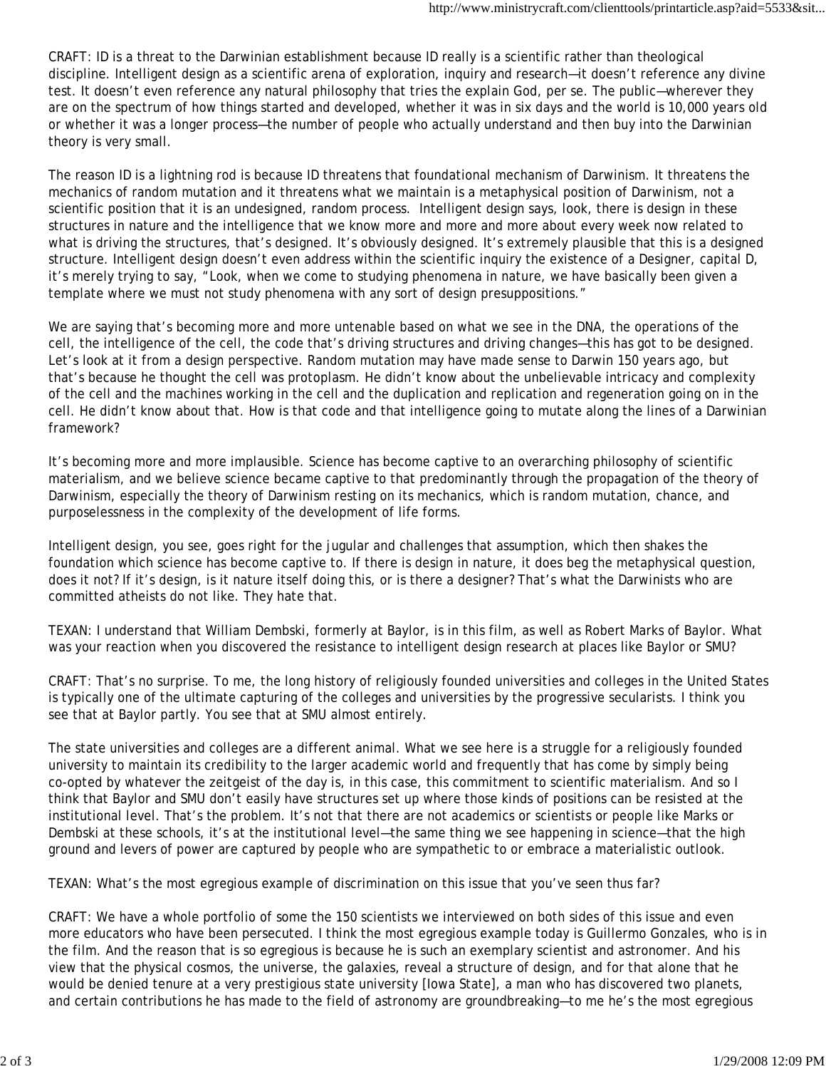CRAFT: ID is a threat to the Darwinian establishment because ID really is a scientific rather than theological discipline. Intelligent design as a scientific arena of exploration, inquiry and research—it doesn't reference any divine test. It doesn't even reference any natural philosophy that tries the explain God, per se. The public—wherever they are on the spectrum of how things started and developed, whether it was in six days and the world is 10,000 years old or whether it was a longer process—the number of people who actually understand and then buy into the Darwinian theory is very small.

The reason ID is a lightning rod is because ID threatens that foundational mechanism of Darwinism. It threatens the mechanics of random mutation and it threatens what we maintain is a metaphysical position of Darwinism, not a scientific position that it is an undesigned, random process. Intelligent design says, look, there is design in these structures in nature and the intelligence that we know more and more and more about every week now related to what is driving the structures, that's designed. It's obviously designed. It's extremely plausible that this is a designed structure. Intelligent design doesn't even address within the scientific inquiry the existence of a Designer, capital D, it's merely trying to say, "Look, when we come to studying phenomena in nature, we have basically been given a template where we must not study phenomena with any sort of design presuppositions."

We are saying that's becoming more and more untenable based on what we see in the DNA, the operations of the cell, the intelligence of the cell, the code that's driving structures and driving changes—this has got to be designed. Let's look at it from a design perspective. Random mutation may have made sense to Darwin 150 years ago, but that's because he thought the cell was protoplasm. He didn't know about the unbelievable intricacy and complexity of the cell and the machines working in the cell and the duplication and replication and regeneration going on in the cell. He didn't know about that. How is that code and that intelligence going to mutate along the lines of a Darwinian framework?

It's becoming more and more implausible. Science has become captive to an overarching philosophy of scientific materialism, and we believe science became captive to that predominantly through the propagation of the theory of Darwinism, especially the theory of Darwinism resting on its mechanics, which is random mutation, chance, and purposelessness in the complexity of the development of life forms.

Intelligent design, you see, goes right for the jugular and challenges that assumption, which then shakes the foundation which science has become captive to. If there is design in nature, it does beg the metaphysical question, does it not? If it's design, is it nature itself doing this, or is there a designer? That's what the Darwinists who are committed atheists do not like. They hate that.

TEXAN: I understand that William Dembski, formerly at Baylor, is in this film, as well as Robert Marks of Baylor. What was your reaction when you discovered the resistance to intelligent design research at places like Baylor or SMU?

CRAFT: That's no surprise. To me, the long history of religiously founded universities and colleges in the United States is typically one of the ultimate capturing of the colleges and universities by the progressive secularists. I think you see that at Baylor partly. You see that at SMU almost entirely.

The state universities and colleges are a different animal. What we see here is a struggle for a religiously founded university to maintain its credibility to the larger academic world and frequently that has come by simply being co-opted by whatever the zeitgeist of the day is, in this case, this commitment to scientific materialism. And so I think that Baylor and SMU don't easily have structures set up where those kinds of positions can be resisted at the institutional level. That's the problem. It's not that there are not academics or scientists or people like Marks or Dembski at these schools, it's at the institutional level—the same thing we see happening in science—that the high ground and levers of power are captured by people who are sympathetic to or embrace a materialistic outlook.

TEXAN: What's the most egregious example of discrimination on this issue that you've seen thus far?

CRAFT: We have a whole portfolio of some the 150 scientists we interviewed on both sides of this issue and even more educators who have been persecuted. I think the most egregious example today is Guillermo Gonzales, who is in the film. And the reason that is so egregious is because he is such an exemplary scientist and astronomer. And his view that the physical cosmos, the universe, the galaxies, reveal a structure of design, and for that alone that he would be denied tenure at a very prestigious state university [Iowa State], a man who has discovered two planets, and certain contributions he has made to the field of astronomy are groundbreaking—to me he's the most egregious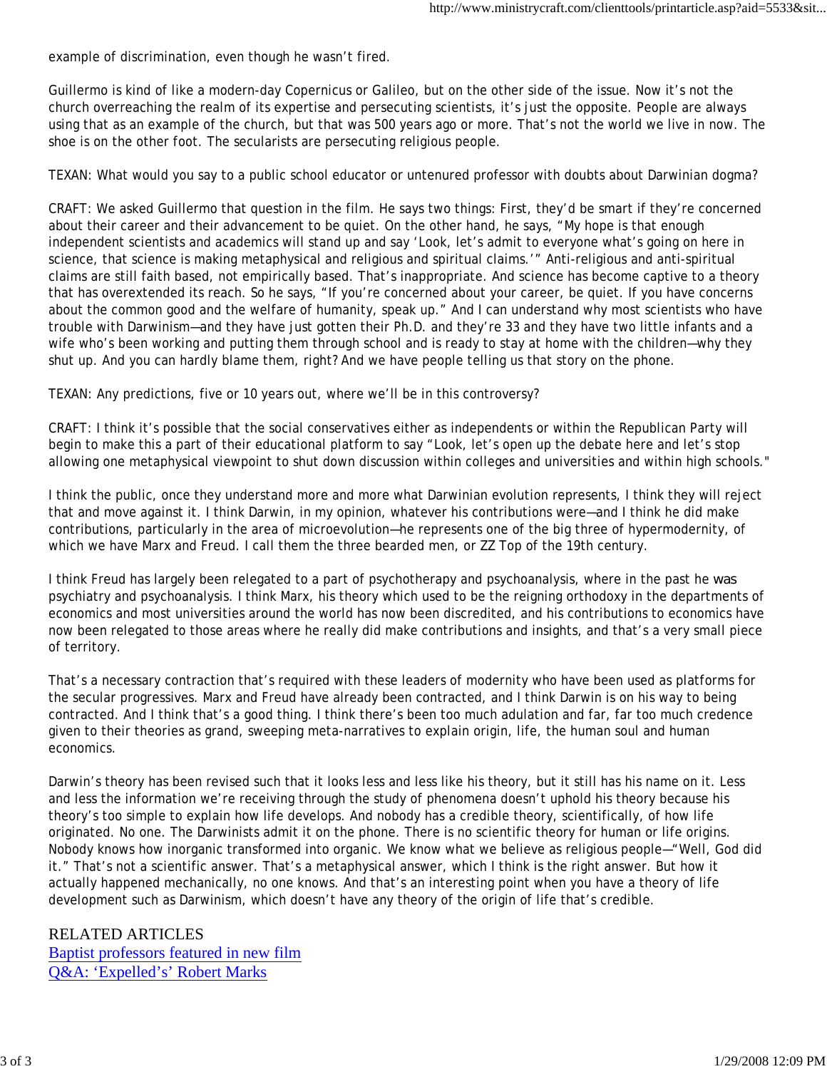example of discrimination, even though he wasn't fired.

Guillermo is kind of like a modern-day Copernicus or Galileo, but on the other side of the issue. Now it's not the church overreaching the realm of its expertise and persecuting scientists, it's just the opposite. People are always using that as an example of the church, but that was 500 years ago or more. That's not the world we live in now. The shoe is on the other foot. The secularists are persecuting religious people.

TEXAN: What would you say to a public school educator or untenured professor with doubts about Darwinian dogma?

CRAFT: We asked Guillermo that question in the film. He says two things: First, they'd be smart if they're concerned about their career and their advancement to be quiet. On the other hand, he says, "My hope is that enough independent scientists and academics will stand up and say 'Look, let's admit to everyone what's going on here in science, that science is making metaphysical and religious and spiritual claims.'" Anti-religious and anti-spiritual claims are still faith based, not empirically based. That's inappropriate. And science has become captive to a theory that has overextended its reach. So he says, "If you're concerned about your career, be quiet. If you have concerns about the common good and the welfare of humanity, speak up." And I can understand why most scientists who have trouble with Darwinism—and they have just gotten their Ph.D. and they're 33 and they have two little infants and a wife who's been working and putting them through school and is ready to stay at home with the children—why they shut up. And you can hardly blame them, right? And we have people telling us that story on the phone.

TEXAN: Any predictions, five or 10 years out, where we'll be in this controversy?

CRAFT: I think it's possible that the social conservatives either as independents or within the Republican Party will begin to make this a part of their educational platform to say "Look, let's open up the debate here and let's stop allowing one metaphysical viewpoint to shut down discussion within colleges and universities and within high schools."

I think the public, once they understand more and more what Darwinian evolution represents, I think they will reject that and move against it. I think Darwin, in my opinion, whatever his contributions were—and I think he did make contributions, particularly in the area of microevolution—he represents one of the big three of hypermodernity, of which we have Marx and Freud. I call them the three bearded men, or ZZ Top of the 19th century.

I think Freud has largely been relegated to a part of psychotherapy and psychoanalysis, where in the past he was psychiatry and psychoanalysis. I think Marx, his theory which used to be the reigning orthodoxy in the departments of economics and most universities around the world has now been discredited, and his contributions to economics have now been relegated to those areas where he really did make contributions and insights, and that's a very small piece of territory.

That's a necessary contraction that's required with these leaders of modernity who have been used as platforms for the secular progressives. Marx and Freud have already been contracted, and I think Darwin is on his way to being contracted. And I think that's a good thing. I think there's been too much adulation and far, far too much credence given to their theories as grand, sweeping meta-narratives to explain origin, life, the human soul and human economics.

Darwin's theory has been revised such that it looks less and less like his theory, but it still has his name on it. Less and less the information we're receiving through the study of phenomena doesn't uphold his theory because his theory's too simple to explain how life develops. And nobody has a credible theory, scientifically, of how life originated. No one. The Darwinists admit it on the phone. There is no scientific theory for human or life origins. Nobody knows how inorganic transformed into organic. We know what we believe as religious people—"Well, God did it." That's not a scientific answer. That's a metaphysical answer, which I think is the right answer. But how it actually happened mechanically, no one knows. And that's an interesting point when you have a theory of life development such as Darwinism, which doesn't have any theory of the origin of life that's credible.

RELATED ARTICLES

Baptist professors featured in new film

Q&A: 'Expelled's' Robert Marks